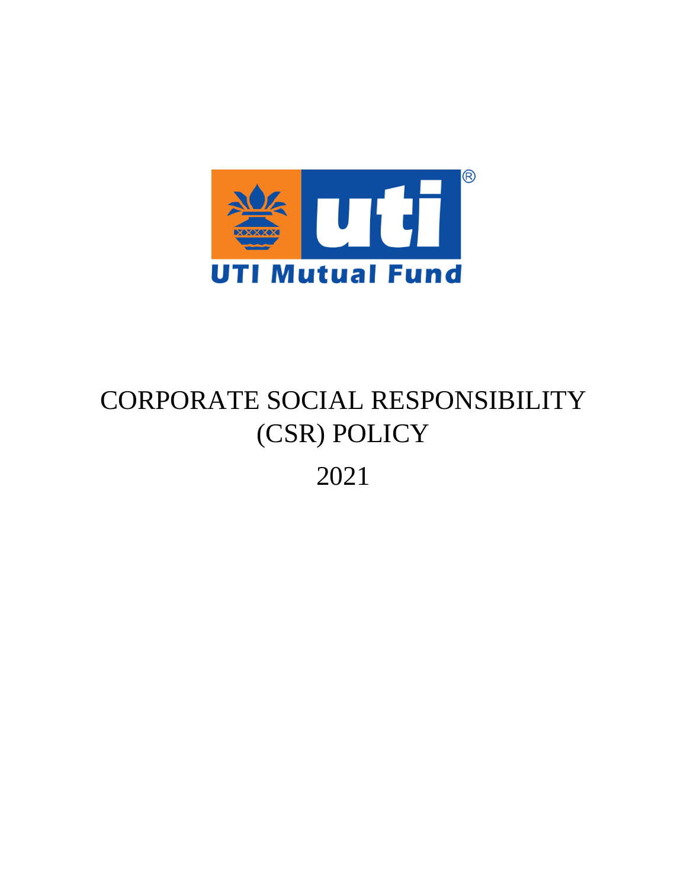UTI Mutual Fund

# CORPORATE SOCIAL RESPONSIBILITY (CSR) POLICY

2021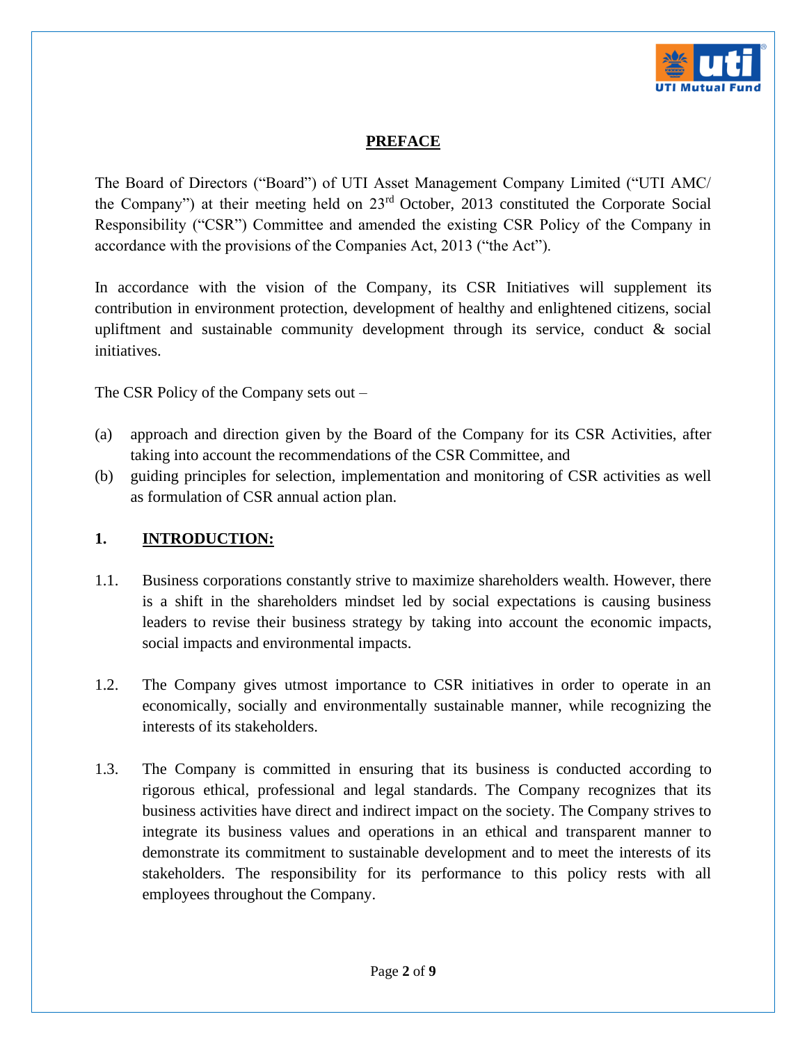## PREFACE

The Board of Directors ("Board") of UTI Asset Management Company Limited ("UTI AMC/ the Company") at their meeting held on 23rd October, 2013 constituted the Corporate Social Responsibility ("CSR") Committee and amended the existing CSR Policy of the Company in accordance with the provisions of the Companies Act, 2013 ("the Act").

In accordance with the vision of the Company, its CSR Initiatives will supplement its contribution in environment protection, development of healthy and enlightened citizens, social upliftment and sustainable community development through its service, conduct & social initiatives.

The CSR Policy of the Company sets out –

(a) approach and direction given by the Board of the Company for its CSR Activities, after taking into account the recommendations of the CSR Committee, and
(b) guiding principles for selection, implementation and monitoring of CSR activities as well as formulation of CSR annual action plan.

## 1. INTRODUCTION:

1.1. Business corporations constantly strive to maximize shareholders wealth. However, there is a shift in the shareholders mindset led by social expectations is causing business leaders to revise their business strategy by taking into account the economic impacts, social impacts and environmental impacts.

1.2. The Company gives utmost importance to CSR initiatives in order to operate in an economically, socially and environmentally sustainable manner, while recognizing the interests of its stakeholders.

1.3. The Company is committed in ensuring that its business is conducted according to rigorous ethical, professional and legal standards. The Company recognizes that its business activities have direct and indirect impact on the society. The Company strives to integrate its business values and operations in an ethical and transparent manner to demonstrate its commitment to sustainable development and to meet the interests of its stakeholders. The responsibility for its performance to this policy rests with all employees throughout the Company.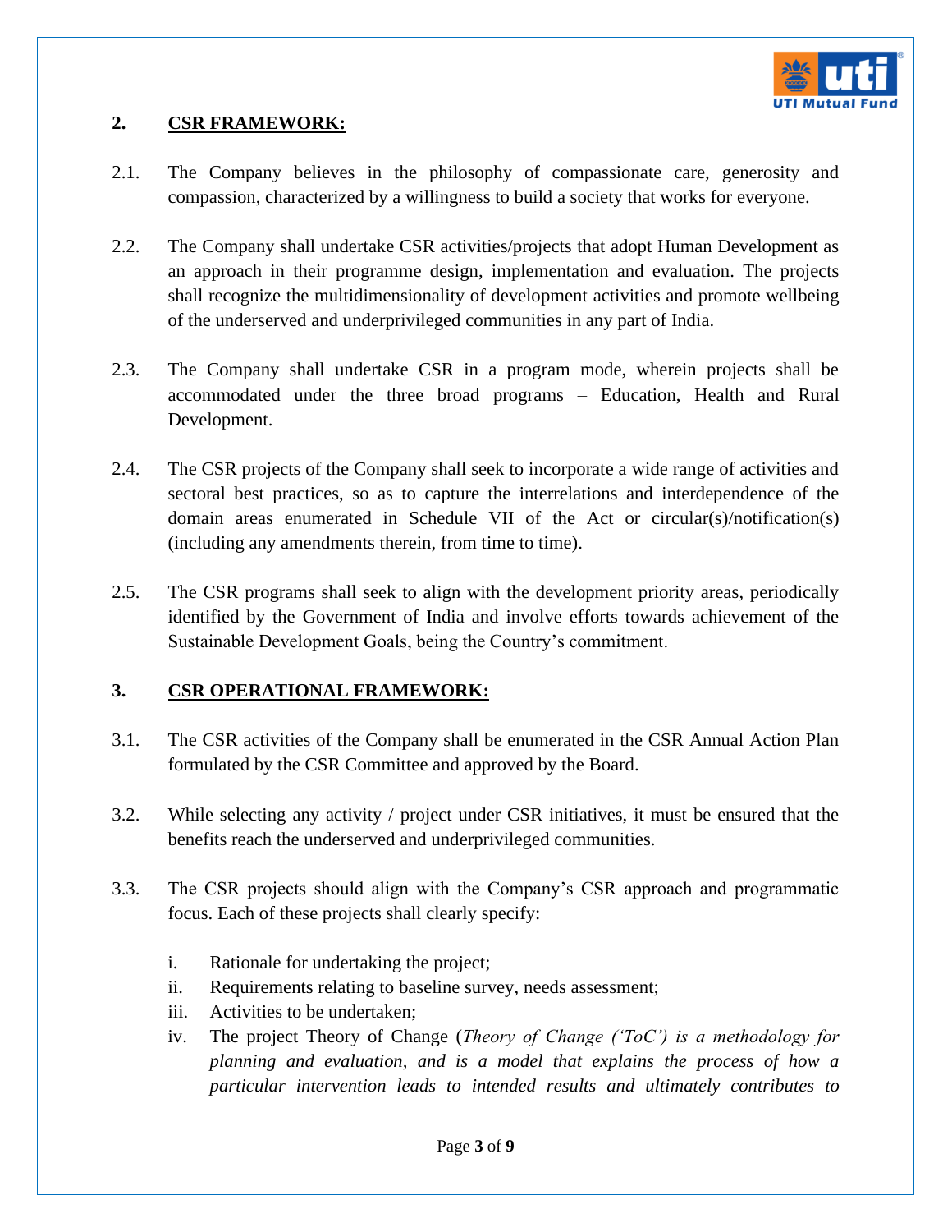## 2. CSR FRAMEWORK:

2.1. The Company believes in the philosophy of compassionate care, generosity and compassion, characterized by a willingness to build a society that works for everyone.

2.2. The Company shall undertake CSR activities/projects that adopt Human Development as an approach in their programme design, implementation and evaluation. The projects shall recognize the multidimensionality of development activities and promote wellbeing of the underserved and underprivileged communities in any part of India.

2.3. The Company shall undertake CSR in a program mode, wherein projects shall be accommodated under the three broad programs – Education, Health and Rural Development.

2.4. The CSR projects of the Company shall seek to incorporate a wide range of activities and sectoral best practices, so as to capture the interrelations and interdependence of the domain areas enumerated in Schedule VII of the Act or circular(s)/notification(s) (including any amendments therein, from time to time).

2.5. The CSR programs shall seek to align with the development priority areas, periodically identified by the Government of India and involve efforts towards achievement of the Sustainable Development Goals, being the Country's commitment.

## 3. CSR OPERATIONAL FRAMEWORK:

3.1. The CSR activities of the Company shall be enumerated in the CSR Annual Action Plan formulated by the CSR Committee and approved by the Board.

3.2. While selecting any activity / project under CSR initiatives, it must be ensured that the benefits reach the underserved and underprivileged communities.

3.3. The CSR projects should align with the Company's CSR approach and programmatic focus. Each of these projects shall clearly specify:

i. Rationale for undertaking the project;

ii. Requirements relating to baseline survey, needs assessment;

iii. Activities to be undertaken;

iv. The project Theory of Change (*Theory of Change ('ToC') is a methodology for planning and evaluation, and is a model that explains the process of how a particular intervention leads to intended results and ultimately contributes to*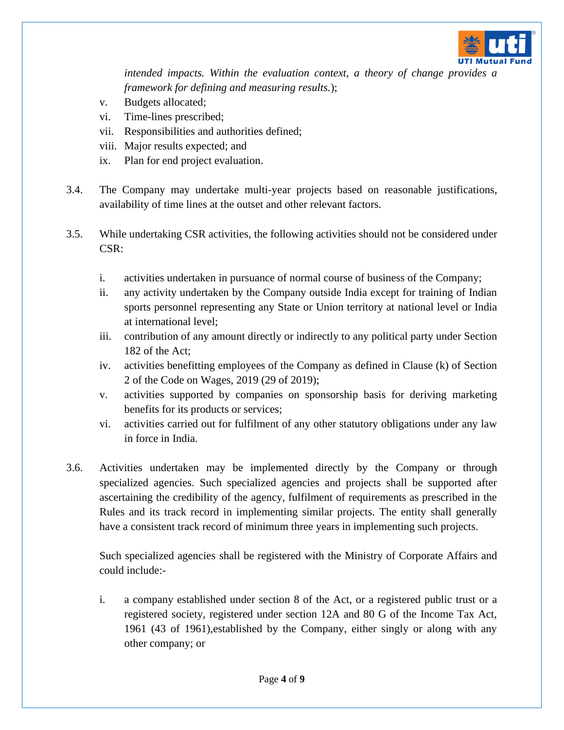*intended impacts. Within the evaluation context, a theory of change provides a framework for defining and measuring results.*);

v. Budgets allocated;

vi. Time-lines prescribed;

vii. Responsibilities and authorities defined;

viii. Major results expected; and

ix. Plan for end project evaluation.

3.4. The Company may undertake multi-year projects based on reasonable justifications, availability of time lines at the outset and other relevant factors.

3.5. While undertaking CSR activities, the following activities should not be considered under CSR:

i. activities undertaken in pursuance of normal course of business of the Company;

ii. any activity undertaken by the Company outside India except for training of Indian sports personnel representing any State or Union territory at national level or India at international level;

iii. contribution of any amount directly or indirectly to any political party under Section 182 of the Act;

iv. activities benefitting employees of the Company as defined in Clause (k) of Section 2 of the Code on Wages, 2019 (29 of 2019);

v. activities supported by companies on sponsorship basis for deriving marketing benefits for its products or services;

vi. activities carried out for fulfilment of any other statutory obligations under any law in force in India.

3.6. Activities undertaken may be implemented directly by the Company or through specialized agencies. Such specialized agencies and projects shall be supported after ascertaining the credibility of the agency, fulfilment of requirements as prescribed in the Rules and its track record in implementing similar projects. The entity shall generally have a consistent track record of minimum three years in implementing such projects.

Such specialized agencies shall be registered with the Ministry of Corporate Affairs and could include:-

i. a company established under section 8 of the Act, or a registered public trust or a registered society, registered under section 12A and 80 G of the Income Tax Act, 1961 (43 of 1961),established by the Company, either singly or along with any other company; or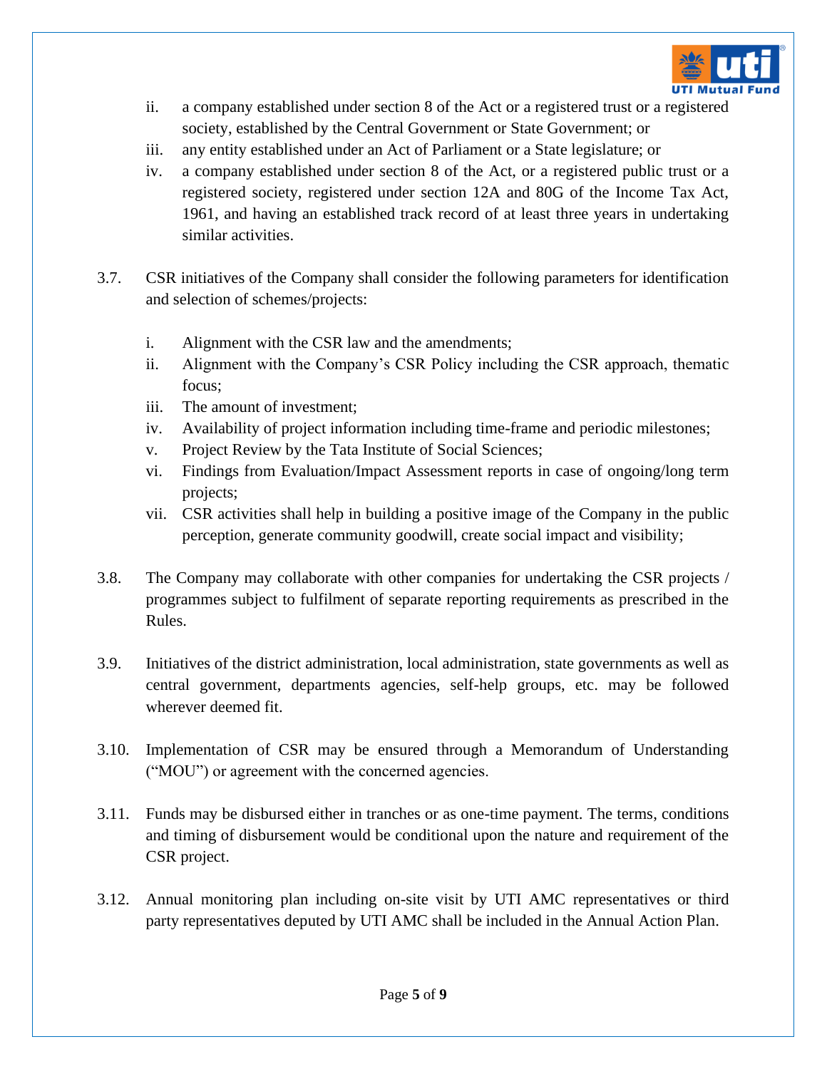ii. a company established under section 8 of the Act or a registered trust or a registered society, established by the Central Government or State Government; or
iii. any entity established under an Act of Parliament or a State legislature; or
iv. a company established under section 8 of the Act, or a registered public trust or a registered society, registered under section 12A and 80G of the Income Tax Act, 1961, and having an established track record of at least three years in undertaking similar activities.

3.7. CSR initiatives of the Company shall consider the following parameters for identification and selection of schemes/projects:

i. Alignment with the CSR law and the amendments;
ii. Alignment with the Company's CSR Policy including the CSR approach, thematic focus;
iii. The amount of investment;
iv. Availability of project information including time-frame and periodic milestones;
v. Project Review by the Tata Institute of Social Sciences;
vi. Findings from Evaluation/Impact Assessment reports in case of ongoing/long term projects;
vii. CSR activities shall help in building a positive image of the Company in the public perception, generate community goodwill, create social impact and visibility;

3.8. The Company may collaborate with other companies for undertaking the CSR projects / programmes subject to fulfilment of separate reporting requirements as prescribed in the Rules.

3.9. Initiatives of the district administration, local administration, state governments as well as central government, departments agencies, self-help groups, etc. may be followed wherever deemed fit.

3.10. Implementation of CSR may be ensured through a Memorandum of Understanding ("MOU") or agreement with the concerned agencies.

3.11. Funds may be disbursed either in tranches or as one-time payment. The terms, conditions and timing of disbursement would be conditional upon the nature and requirement of the CSR project.

3.12. Annual monitoring plan including on-site visit by UTI AMC representatives or third party representatives deputed by UTI AMC shall be included in the Annual Action Plan.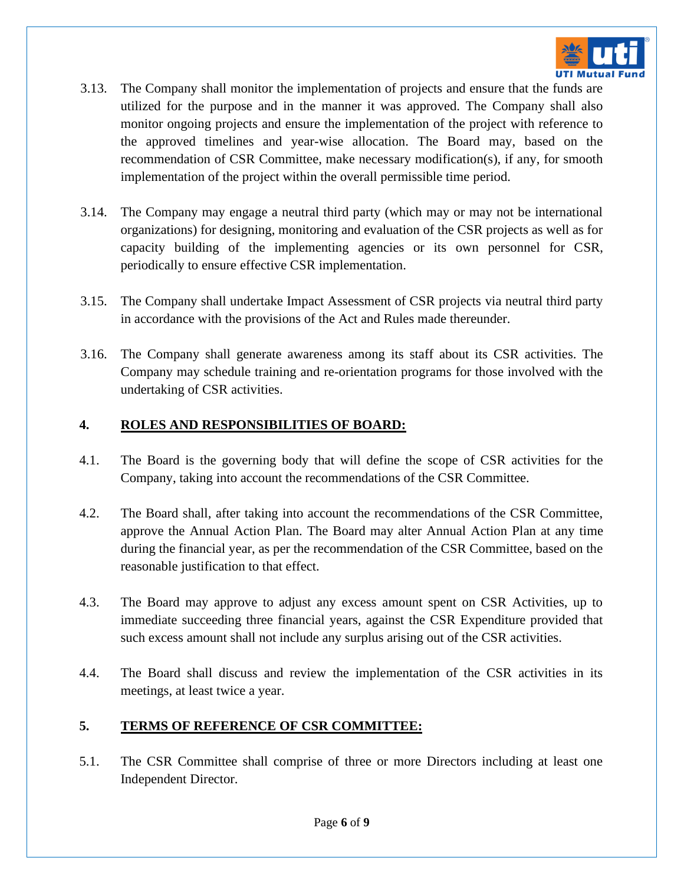3.13. The Company shall monitor the implementation of projects and ensure that the funds are utilized for the purpose and in the manner it was approved. The Company shall also monitor ongoing projects and ensure the implementation of the project with reference to the approved timelines and year-wise allocation. The Board may, based on the recommendation of CSR Committee, make necessary modification(s), if any, for smooth implementation of the project within the overall permissible time period.

3.14. The Company may engage a neutral third party (which may or may not be international organizations) for designing, monitoring and evaluation of the CSR projects as well as for capacity building of the implementing agencies or its own personnel for CSR, periodically to ensure effective CSR implementation.

3.15. The Company shall undertake Impact Assessment of CSR projects via neutral third party in accordance with the provisions of the Act and Rules made thereunder.

3.16. The Company shall generate awareness among its staff about its CSR activities. The Company may schedule training and re-orientation programs for those involved with the undertaking of CSR activities.

## 4. ROLES AND RESPONSIBILITIES OF BOARD:

4.1. The Board is the governing body that will define the scope of CSR activities for the Company, taking into account the recommendations of the CSR Committee.

4.2. The Board shall, after taking into account the recommendations of the CSR Committee, approve the Annual Action Plan. The Board may alter Annual Action Plan at any time during the financial year, as per the recommendation of the CSR Committee, based on the reasonable justification to that effect.

4.3. The Board may approve to adjust any excess amount spent on CSR Activities, up to immediate succeeding three financial years, against the CSR Expenditure provided that such excess amount shall not include any surplus arising out of the CSR activities.

4.4. The Board shall discuss and review the implementation of the CSR activities in its meetings, at least twice a year.

## 5. TERMS OF REFERENCE OF CSR COMMITTEE:

5.1. The CSR Committee shall comprise of three or more Directors including at least one Independent Director.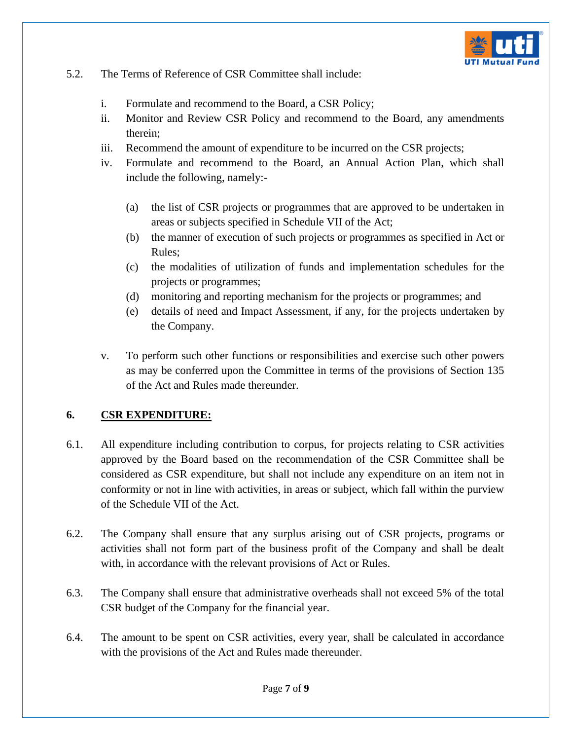5.2. The Terms of Reference of CSR Committee shall include:

i. Formulate and recommend to the Board, a CSR Policy;

ii. Monitor and Review CSR Policy and recommend to the Board, any amendments therein;

iii. Recommend the amount of expenditure to be incurred on the CSR projects;

iv. Formulate and recommend to the Board, an Annual Action Plan, which shall include the following, namely:-

   (a) the list of CSR projects or programmes that are approved to be undertaken in areas or subjects specified in Schedule VII of the Act;

   (b) the manner of execution of such projects or programmes as specified in Act or Rules;

   (c) the modalities of utilization of funds and implementation schedules for the projects or programmes;

   (d) monitoring and reporting mechanism for the projects or programmes; and

   (e) details of need and Impact Assessment, if any, for the projects undertaken by the Company.

v. To perform such other functions or responsibilities and exercise such other powers as may be conferred upon the Committee in terms of the provisions of Section 135 of the Act and Rules made thereunder.

## 6. <u>CSR EXPENDITURE:</u>

6.1. All expenditure including contribution to corpus, for projects relating to CSR activities approved by the Board based on the recommendation of the CSR Committee shall be considered as CSR expenditure, but shall not include any expenditure on an item not in conformity or not in line with activities, in areas or subject, which fall within the purview of the Schedule VII of the Act.

6.2. The Company shall ensure that any surplus arising out of CSR projects, programs or activities shall not form part of the business profit of the Company and shall be dealt with, in accordance with the relevant provisions of Act or Rules.

6.3. The Company shall ensure that administrative overheads shall not exceed 5% of the total CSR budget of the Company for the financial year.

6.4. The amount to be spent on CSR activities, every year, shall be calculated in accordance with the provisions of the Act and Rules made thereunder.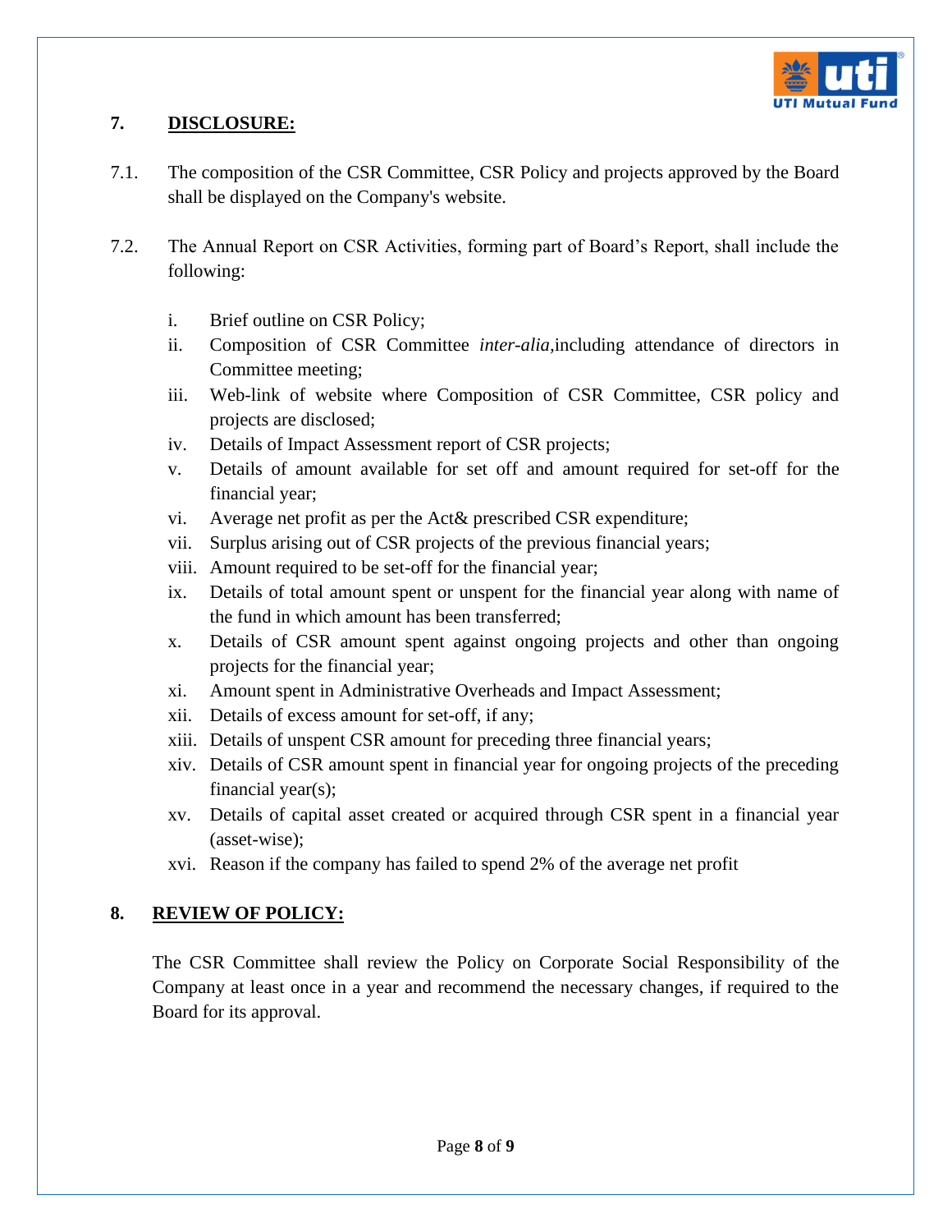## 7. DISCLOSURE:

7.1. The composition of the CSR Committee, CSR Policy and projects approved by the Board shall be displayed on the Company's website.

7.2. The Annual Report on CSR Activities, forming part of Board's Report, shall include the following:

i. Brief outline on CSR Policy;

ii. Composition of CSR Committee *inter-alia*,including attendance of directors in Committee meeting;

iii. Web-link of website where Composition of CSR Committee, CSR policy and projects are disclosed;

iv. Details of Impact Assessment report of CSR projects;

v. Details of amount available for set off and amount required for set-off for the financial year;

vi. Average net profit as per the Act& prescribed CSR expenditure;

vii. Surplus arising out of CSR projects of the previous financial years;

viii. Amount required to be set-off for the financial year;

ix. Details of total amount spent or unspent for the financial year along with name of the fund in which amount has been transferred;

x. Details of CSR amount spent against ongoing projects and other than ongoing projects for the financial year;

xi. Amount spent in Administrative Overheads and Impact Assessment;

xii. Details of excess amount for set-off, if any;

xiii. Details of unspent CSR amount for preceding three financial years;

xiv. Details of CSR amount spent in financial year for ongoing projects of the preceding financial year(s);

xv. Details of capital asset created or acquired through CSR spent in a financial year (asset-wise);

xvi. Reason if the company has failed to spend 2% of the average net profit

## 8. REVIEW OF POLICY:

The CSR Committee shall review the Policy on Corporate Social Responsibility of the Company at least once in a year and recommend the necessary changes, if required to the Board for its approval.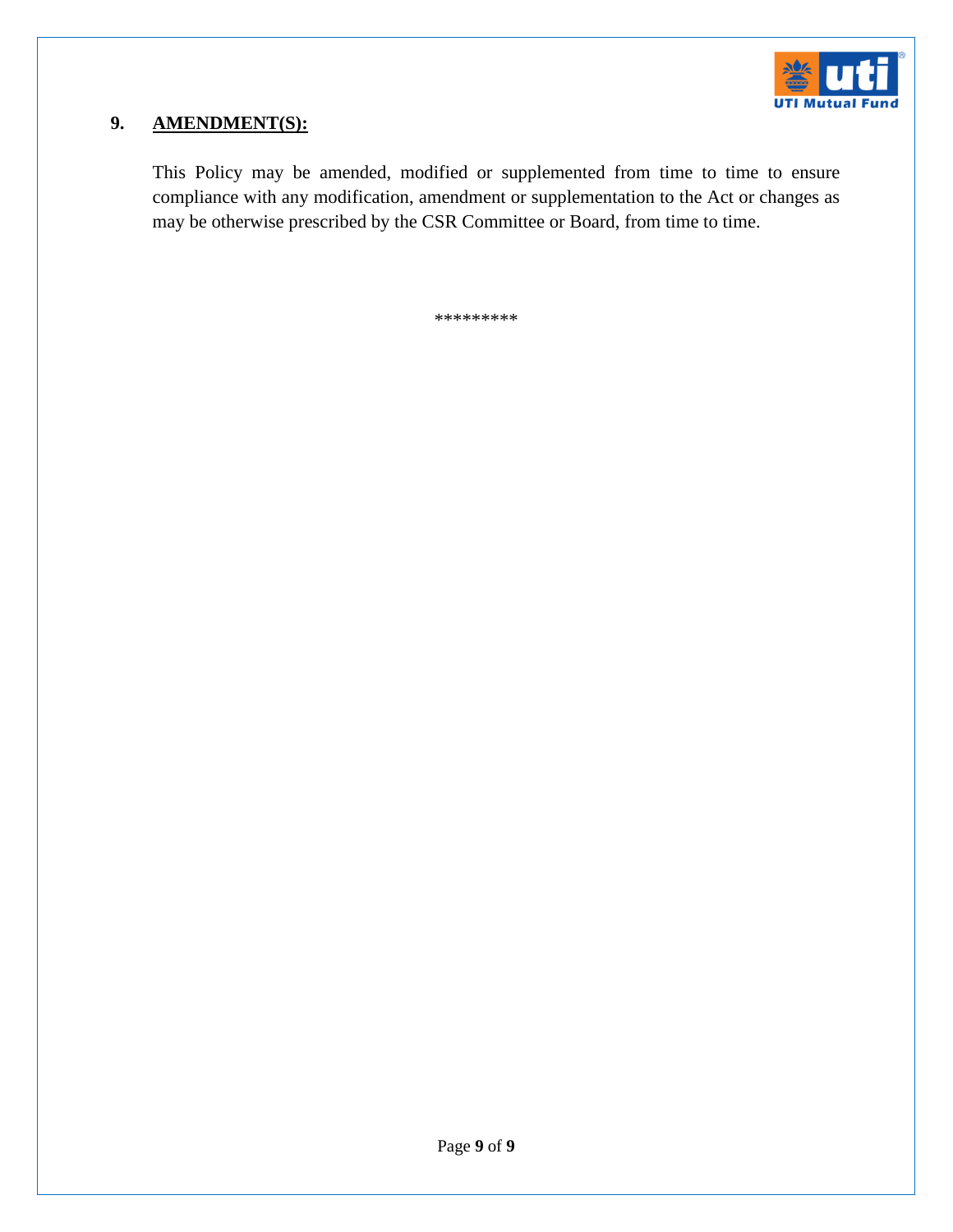## 9. AMENDMENT(S):

This Policy may be amended, modified or supplemented from time to time to ensure compliance with any modification, amendment or supplementation to the Act or changes as may be otherwise prescribed by the CSR Committee or Board, from time to time.

*********